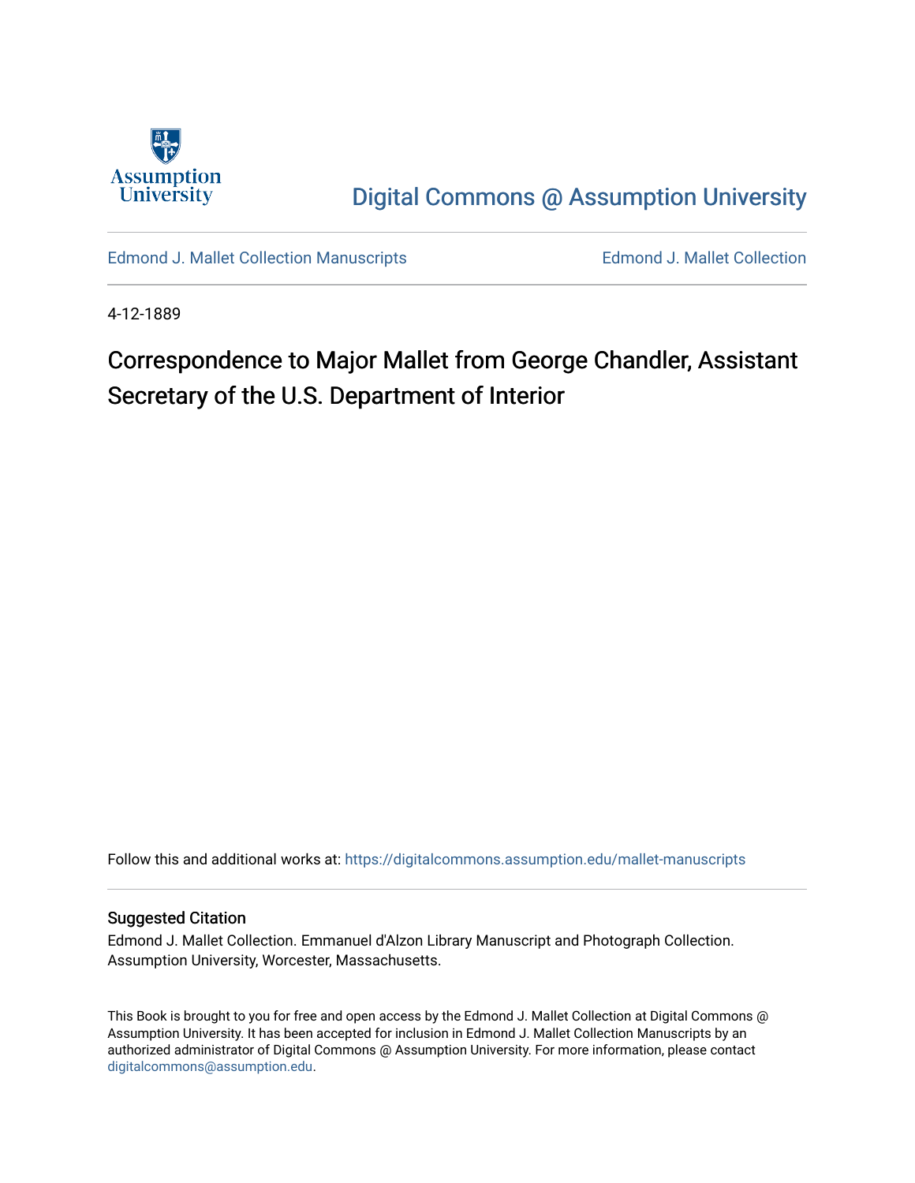Assumption University

Digital Commons @ Assumption University

Edmond J. Mallet Collection Manuscripts

Edmond J. Mallet Collection

4-12-1889

# Correspondence to Major Mallet from George Chandler, Assistant Secretary of the U.S. Department of Interior

Follow this and additional works at: https://digitalcommons.assumption.edu/mallet-manuscripts

## Suggested Citation

Edmond J. Mallet Collection. Emmanuel d'Alzon Library Manuscript and Photograph Collection. Assumption University, Worcester, Massachusetts.

This Book is brought to you for free and open access by the Edmond J. Mallet Collection at Digital Commons @ Assumption University. It has been accepted for inclusion in Edmond J. Mallet Collection Manuscripts by an authorized administrator of Digital Commons @ Assumption University. For more information, please contact digitalcommons@assumption.edu.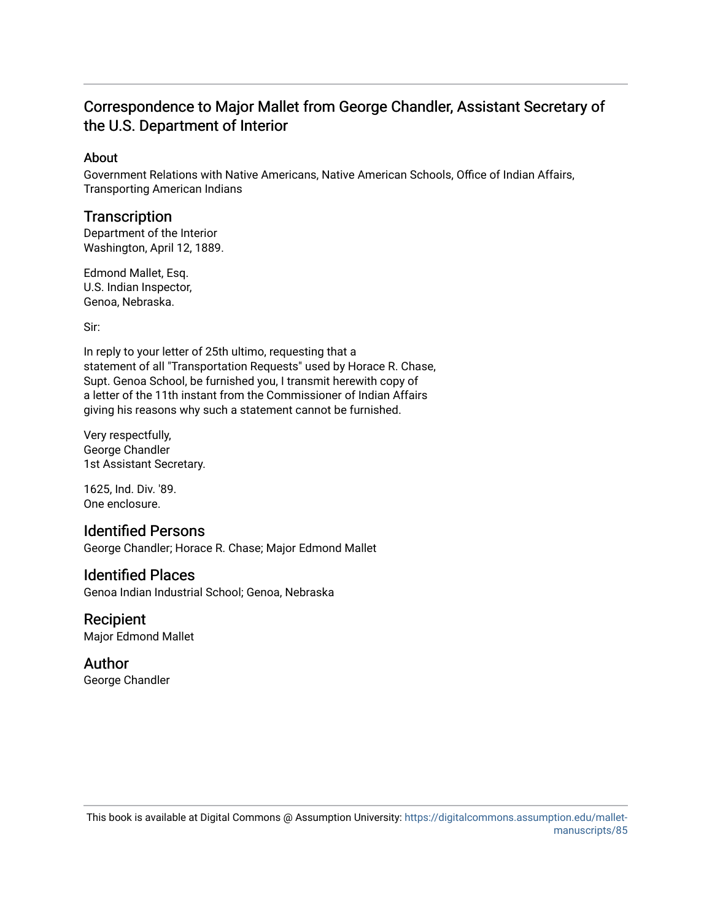# Correspondence to Major Mallet from George Chandler, Assistant Secretary of the U.S. Department of Interior

## About

Government Relations with Native Americans, Native American Schools, Office of Indian Affairs, Transporting American Indians

## Transcription

Department of the Interior
Washington, April 12, 1889.

Edmond Mallet, Esq.
U.S. Indian Inspector,
Genoa, Nebraska.

Sir:

In reply to your letter of 25th ultimo, requesting that a statement of all "Transportation Requests" used by Horace R. Chase, Supt. Genoa School, be furnished you, I transmit herewith copy of a letter of the 11th instant from the Commissioner of Indian Affairs giving his reasons why such a statement cannot be furnished.

Very respectfully,
George Chandler
1st Assistant Secretary.

1625, Ind. Div. '89.
One enclosure.

## Identified Persons

George Chandler; Horace R. Chase; Major Edmond Mallet

## Identified Places

Genoa Indian Industrial School; Genoa, Nebraska

## Recipient

Major Edmond Mallet

## Author

George Chandler

This book is available at Digital Commons @ Assumption University: https://digitalcommons.assumption.edu/mallet-manuscripts/85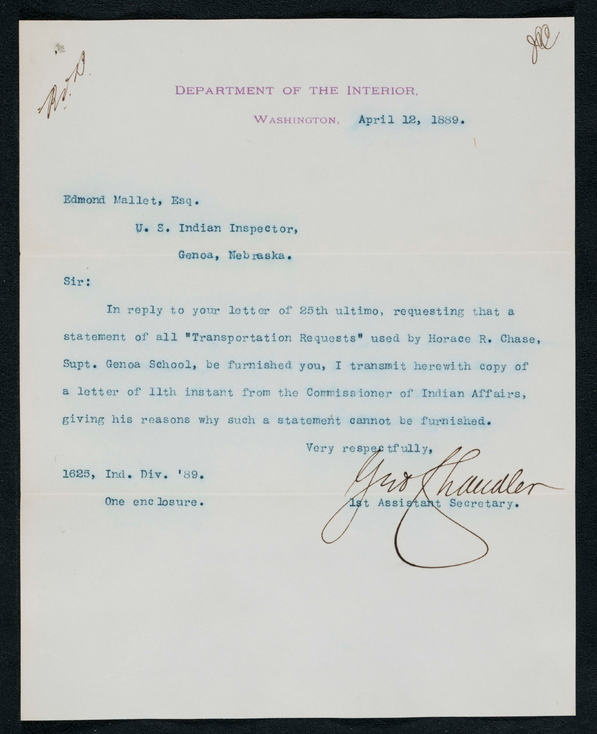DEPARTMENT OF THE INTERIOR,

WASHINGTON, April 12, 1889.

Edmond Mallet, Esq.

U. S. Indian Inspector,

Genoa, Nebraska.

Sir:

In reply to your letter of 25th ultimo, requesting that a statement of all "Transportation Requests" used by Horace R. Chase, Supt. Genoa School, be furnished you, I transmit herewith copy of a letter of 11th instant from the Commissioner of Indian Affairs, giving his reasons why such a statement cannot be furnished.

Very respectfully,

Geo Chandler

1st Assistant Secretary.

1625, Ind. Div. '89.

One enclosure.